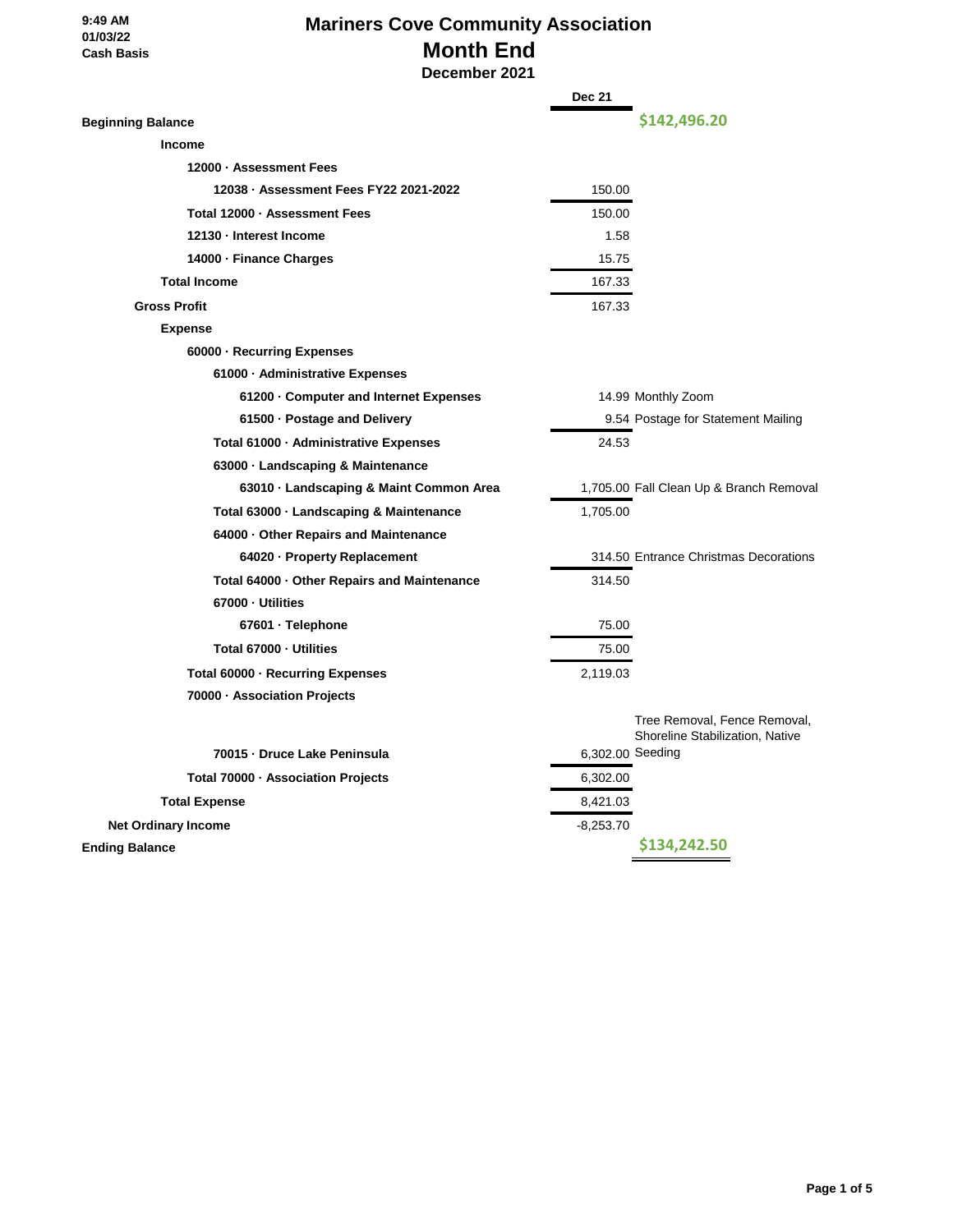9:49 AM
01/03/22
Cash Basis

# Mariners Cove Community Association
## Month End
### December 2021

| | Dec 21 | |
|---|---|---|
| **Beginning Balance** | | **$142,496.20** |
| **Income** | | |
| **12000 · Assessment Fees** | | |
| **12038 · Assessment Fees FY22 2021-2022** | 150.00 | |
| **Total 12000 · Assessment Fees** | 150.00 | |
| **12130 · Interest Income** | 1.58 | |
| **14000 · Finance Charges** | 15.75 | |
| **Total Income** | 167.33 | |
| **Gross Profit** | 167.33 | |
| **Expense** | | |
| **60000 · Recurring Expenses** | | |
| **61000 · Administrative Expenses** | | |
| **61200 · Computer and Internet Expenses** | 14.99 | Monthly Zoom |
| **61500 · Postage and Delivery** | 9.54 | Postage for Statement Mailing |
| **Total 61000 · Administrative Expenses** | 24.53 | |
| **63000 · Landscaping & Maintenance** | | |
| **63010 · Landscaping & Maint Common Area** | 1,705.00 | Fall Clean Up & Branch Removal |
| **Total 63000 · Landscaping & Maintenance** | 1,705.00 | |
| **64000 · Other Repairs and Maintenance** | | |
| **64020 · Property Replacement** | 314.50 | Entrance Christmas Decorations |
| **Total 64000 · Other Repairs and Maintenance** | 314.50 | |
| **67000 · Utilities** | | |
| **67601 · Telephone** | 75.00 | |
| **Total 67000 · Utilities** | 75.00 | |
| **Total 60000 · Recurring Expenses** | 2,119.03 | |
| **70000 · Association Projects** | | |
| **70015 · Druce Lake Peninsula** | 6,302.00 | Tree Removal, Fence Removal, Shoreline Stabilization, Native Seeding |
| **Total 70000 · Association Projects** | 6,302.00 | |
| **Total Expense** | 8,421.03 | |
| **Net Ordinary Income** | -8,253.70 | |
| **Ending Balance** | | **$134,242.50** |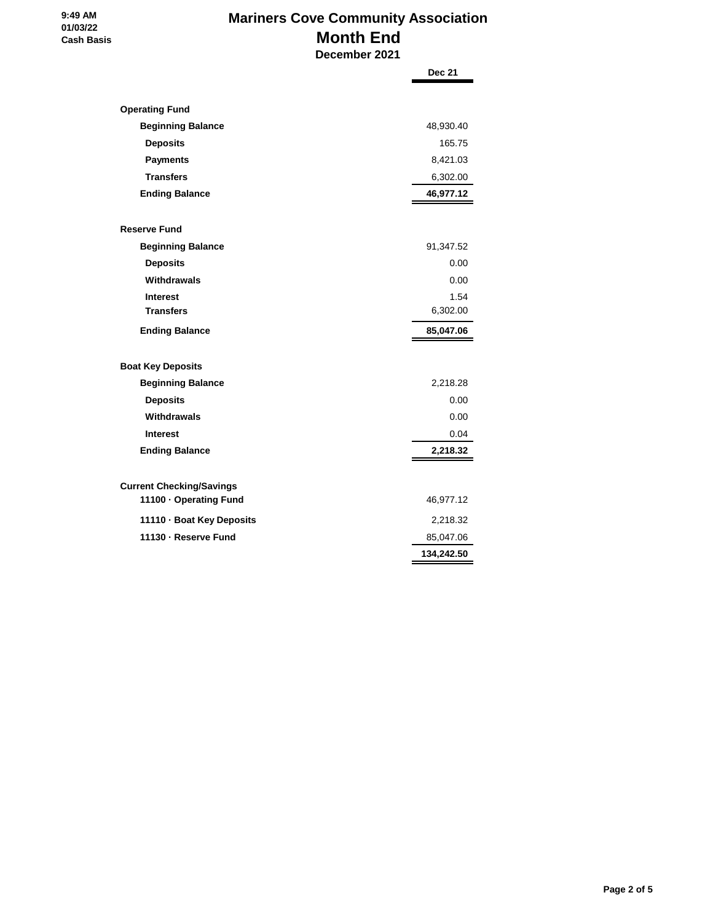# Mariners Cove Community Association

## Month End

### December 2021

9:49 AM
01/03/22
Cash Basis

| | Dec 21 |
|---|---|
| **Operating Fund** | |
| **Beginning Balance** | 48,930.40 |
| **Deposits** | 165.75 |
| **Payments** | 8,421.03 |
| **Transfers** | 6,302.00 |
| **Ending Balance** | **46,977.12** |
| | |
| **Reserve Fund** | |
| **Beginning Balance** | 91,347.52 |
| **Deposits** | 0.00 |
| **Withdrawals** | 0.00 |
| **Interest** | 1.54 |
| **Transfers** | 6,302.00 |
| **Ending Balance** | **85,047.06** |
| | |
| **Boat Key Deposits** | |
| **Beginning Balance** | 2,218.28 |
| **Deposits** | 0.00 |
| **Withdrawals** | 0.00 |
| **Interest** | 0.04 |
| **Ending Balance** | **2,218.32** |
| | |
| **Current Checking/Savings** | |
| **11100 · Operating Fund** | 46,977.12 |
| **11110 · Boat Key Deposits** | 2,218.32 |
| **11130 · Reserve Fund** | 85,047.06 |
| | **134,242.50** |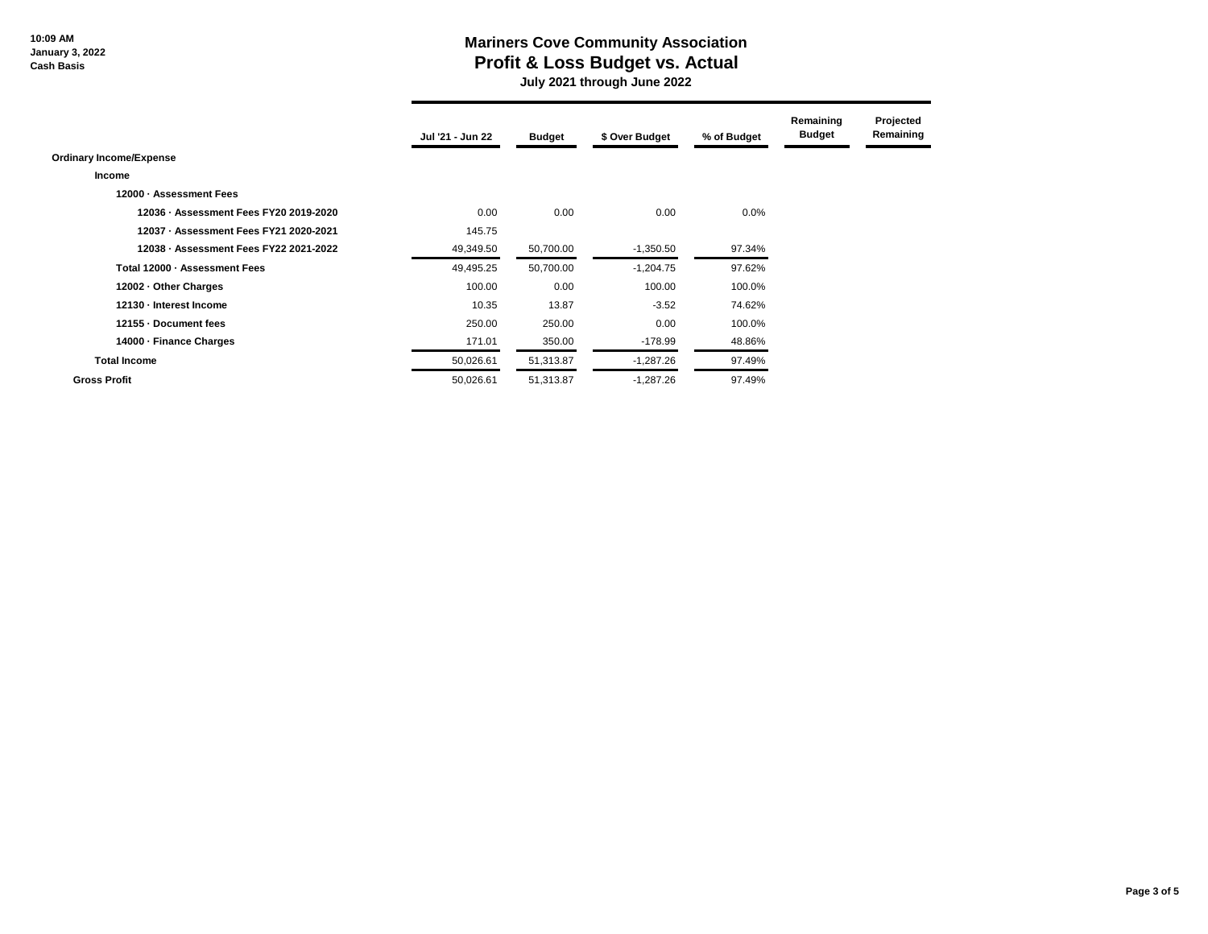**10:09 AM**
**January 3, 2022**
**Cash Basis**

# Mariners Cove Community Association
## Profit & Loss Budget vs. Actual
### July 2021 through June 2022

| | Jul '21 - Jun 22 | Budget | $ Over Budget | % of Budget | Remaining Budget | Projected Remaining |
|---|---|---|---|---|---|---|
| **Ordinary Income/Expense** | | | | | | |
| **Income** | | | | | | |
| **12000 · Assessment Fees** | | | | | | |
| **12036 · Assessment Fees FY20 2019-2020** | 0.00 | 0.00 | 0.00 | 0.0% | | |
| **12037 · Assessment Fees FY21 2020-2021** | 145.75 | | | | | |
| **12038 · Assessment Fees FY22 2021-2022** | 49,349.50 | 50,700.00 | -1,350.50 | 97.34% | | |
| **Total 12000 · Assessment Fees** | 49,495.25 | 50,700.00 | -1,204.75 | 97.62% | | |
| **12002 · Other Charges** | 100.00 | 0.00 | 100.00 | 100.0% | | |
| **12130 · Interest Income** | 10.35 | 13.87 | -3.52 | 74.62% | | |
| **12155 · Document fees** | 250.00 | 250.00 | 0.00 | 100.0% | | |
| **14000 · Finance Charges** | 171.01 | 350.00 | -178.99 | 48.86% | | |
| **Total Income** | 50,026.61 | 51,313.87 | -1,287.26 | 97.49% | | |
| **Gross Profit** | 50,026.61 | 51,313.87 | -1,287.26 | 97.49% | | |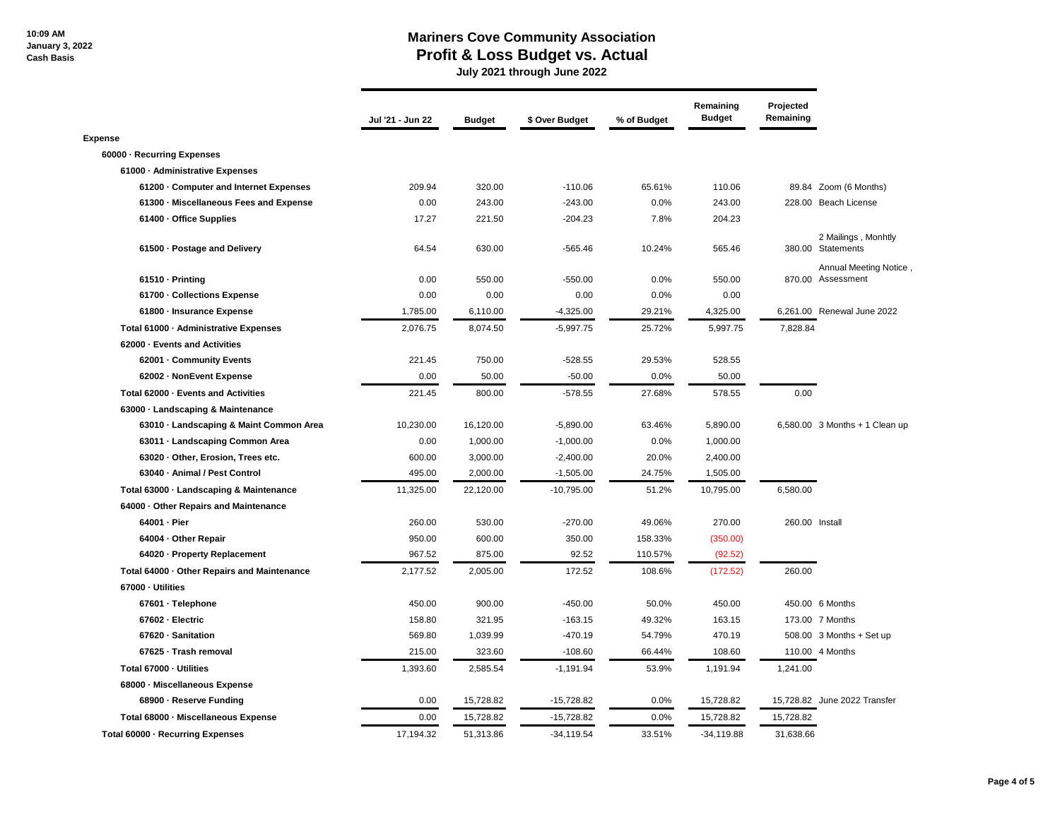# Mariners Cove Community Association

## Profit & Loss Budget vs. Actual

**July 2021 through June 2022**

10:09 AM
January 3, 2022
Cash Basis

| | Jul '21 - Jun 22 | Budget | $ Over Budget | % of Budget | Remaining Budget | Projected Remaining | |
|---|---|---|---|---|---|---|---|
| **Expense** | | | | | | | |
| **60000 · Recurring Expenses** | | | | | | | |
| **61000 · Administrative Expenses** | | | | | | | |
| **61200 · Computer and Internet Expenses** | 209.94 | 320.00 | -110.06 | 65.61% | 110.06 | 89.84 | Zoom (6 Months) |
| **61300 · Miscellaneous Fees and Expense** | 0.00 | 243.00 | -243.00 | 0.0% | 243.00 | 228.00 | Beach License |
| **61400 · Office Supplies** | 17.27 | 221.50 | -204.23 | 7.8% | 204.23 | | |
| **61500 · Postage and Delivery** | 64.54 | 630.00 | -565.46 | 10.24% | 565.46 | 380.00 | 2 Mailings , Monhtly Statements |
| **61510 · Printing** | 0.00 | 550.00 | -550.00 | 0.0% | 550.00 | 870.00 | Annual Meeting Notice , Assessment |
| **61700 · Collections Expense** | 0.00 | 0.00 | 0.00 | 0.0% | 0.00 | | |
| **61800 · Insurance Expense** | 1,785.00 | 6,110.00 | -4,325.00 | 29.21% | 4,325.00 | 6,261.00 | Renewal June 2022 |
| **Total 61000 · Administrative Expenses** | 2,076.75 | 8,074.50 | -5,997.75 | 25.72% | 5,997.75 | 7,828.84 | |
| **62000 · Events and Activities** | | | | | | | |
| **62001 · Community Events** | 221.45 | 750.00 | -528.55 | 29.53% | 528.55 | | |
| **62002 · NonEvent Expense** | 0.00 | 50.00 | -50.00 | 0.0% | 50.00 | | |
| **Total 62000 · Events and Activities** | 221.45 | 800.00 | -578.55 | 27.68% | 578.55 | 0.00 | |
| **63000 · Landscaping & Maintenance** | | | | | | | |
| **63010 · Landscaping & Maint Common Area** | 10,230.00 | 16,120.00 | -5,890.00 | 63.46% | 5,890.00 | 6,580.00 | 3 Months + 1 Clean up |
| **63011 · Landscaping Common Area** | 0.00 | 1,000.00 | -1,000.00 | 0.0% | 1,000.00 | | |
| **63020 · Other, Erosion, Trees etc.** | 600.00 | 3,000.00 | -2,400.00 | 20.0% | 2,400.00 | | |
| **63040 · Animal / Pest Control** | 495.00 | 2,000.00 | -1,505.00 | 24.75% | 1,505.00 | | |
| **Total 63000 · Landscaping & Maintenance** | 11,325.00 | 22,120.00 | -10,795.00 | 51.2% | 10,795.00 | 6,580.00 | |
| **64000 · Other Repairs and Maintenance** | | | | | | | |
| **64001 · Pier** | 260.00 | 530.00 | -270.00 | 49.06% | 270.00 | 260.00 | Install |
| **64004 · Other Repair** | 950.00 | 600.00 | 350.00 | 158.33% | (350.00) | | |
| **64020 · Property Replacement** | 967.52 | 875.00 | 92.52 | 110.57% | (92.52) | | |
| **Total 64000 · Other Repairs and Maintenance** | 2,177.52 | 2,005.00 | 172.52 | 108.6% | (172.52) | 260.00 | |
| **67000 · Utilities** | | | | | | | |
| **67601 · Telephone** | 450.00 | 900.00 | -450.00 | 50.0% | 450.00 | 450.00 | 6 Months |
| **67602 · Electric** | 158.80 | 321.95 | -163.15 | 49.32% | 163.15 | 173.00 | 7 Months |
| **67620 · Sanitation** | 569.80 | 1,039.99 | -470.19 | 54.79% | 470.19 | 508.00 | 3 Months + Set up |
| **67625 · Trash removal** | 215.00 | 323.60 | -108.60 | 66.44% | 108.60 | 110.00 | 4 Months |
| **Total 67000 · Utilities** | 1,393.60 | 2,585.54 | -1,191.94 | 53.9% | 1,191.94 | 1,241.00 | |
| **68000 · Miscellaneous Expense** | | | | | | | |
| **68900 · Reserve Funding** | 0.00 | 15,728.82 | -15,728.82 | 0.0% | 15,728.82 | 15,728.82 | June 2022 Transfer |
| **Total 68000 · Miscellaneous Expense** | 0.00 | 15,728.82 | -15,728.82 | 0.0% | 15,728.82 | 15,728.82 | |
| **Total 60000 · Recurring Expenses** | 17,194.32 | 51,313.86 | -34,119.54 | 33.51% | -34,119.88 | 31,638.66 | |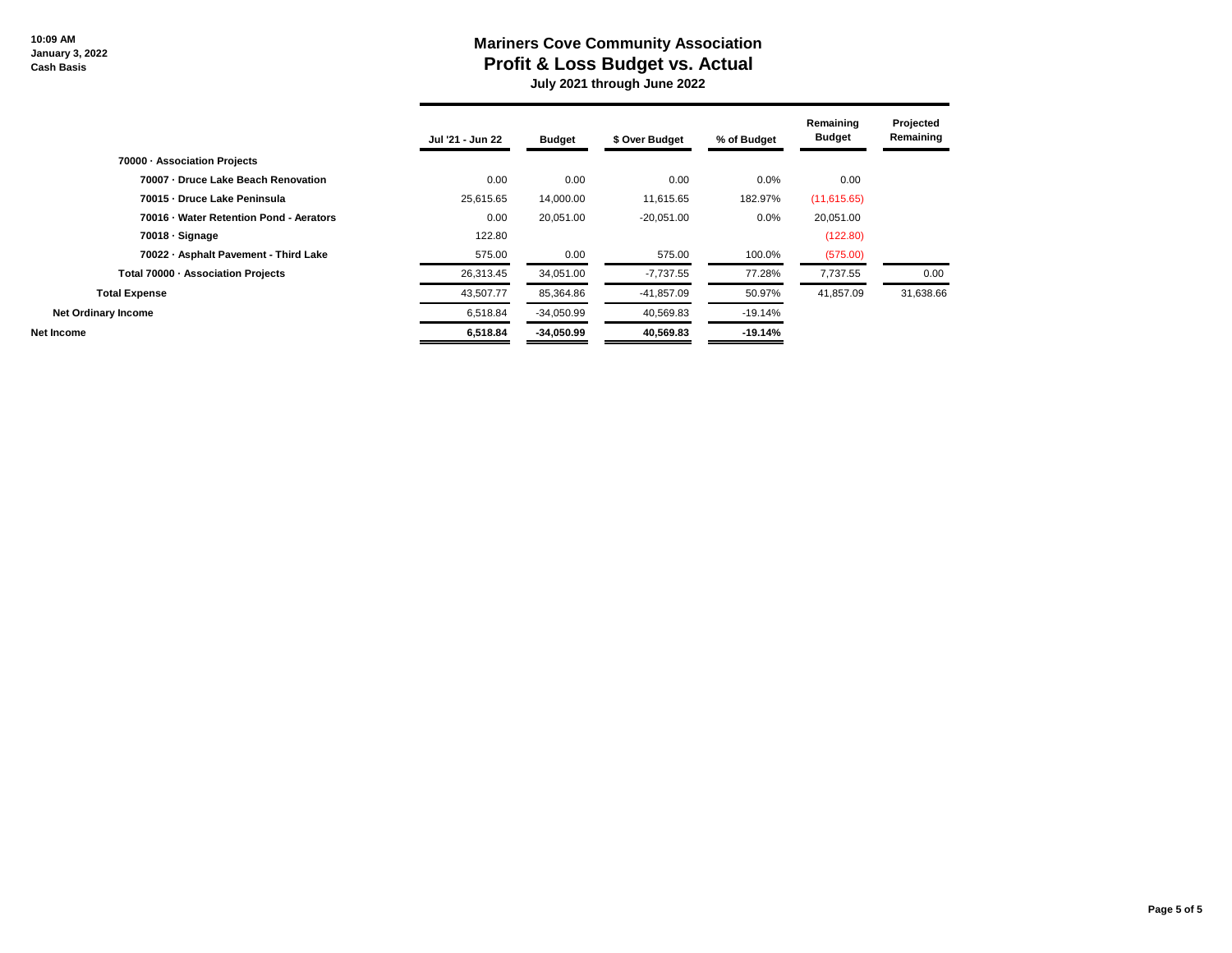10:09 AM
January 3, 2022
Cash Basis

# Mariners Cove Community Association

## Profit & Loss Budget vs. Actual

### July 2021 through June 2022

| | Jul '21 - Jun 22 | Budget | $ Over Budget | % of Budget | Remaining Budget | Projected Remaining |
|---|---|---|---|---|---|---|
| **70000 · Association Projects** | | | | | | |
| **70007 · Druce Lake Beach Renovation** | 0.00 | 0.00 | 0.00 | 0.0% | 0.00 | |
| **70015 · Druce Lake Peninsula** | 25,615.65 | 14,000.00 | 11,615.65 | 182.97% | (11,615.65) | |
| **70016 · Water Retention Pond - Aerators** | 0.00 | 20,051.00 | -20,051.00 | 0.0% | 20,051.00 | |
| **70018 · Signage** | 122.80 | | | | (122.80) | |
| **70022 · Asphalt Pavement - Third Lake** | 575.00 | 0.00 | 575.00 | 100.0% | (575.00) | |
| **Total 70000 · Association Projects** | 26,313.45 | 34,051.00 | -7,737.55 | 77.28% | 7,737.55 | 0.00 |
| **Total Expense** | 43,507.77 | 85,364.86 | -41,857.09 | 50.97% | 41,857.09 | 31,638.66 |
| **Net Ordinary Income** | 6,518.84 | -34,050.99 | 40,569.83 | -19.14% | | |
| **Net Income** | **6,518.84** | **-34,050.99** | **40,569.83** | **-19.14%** | | |